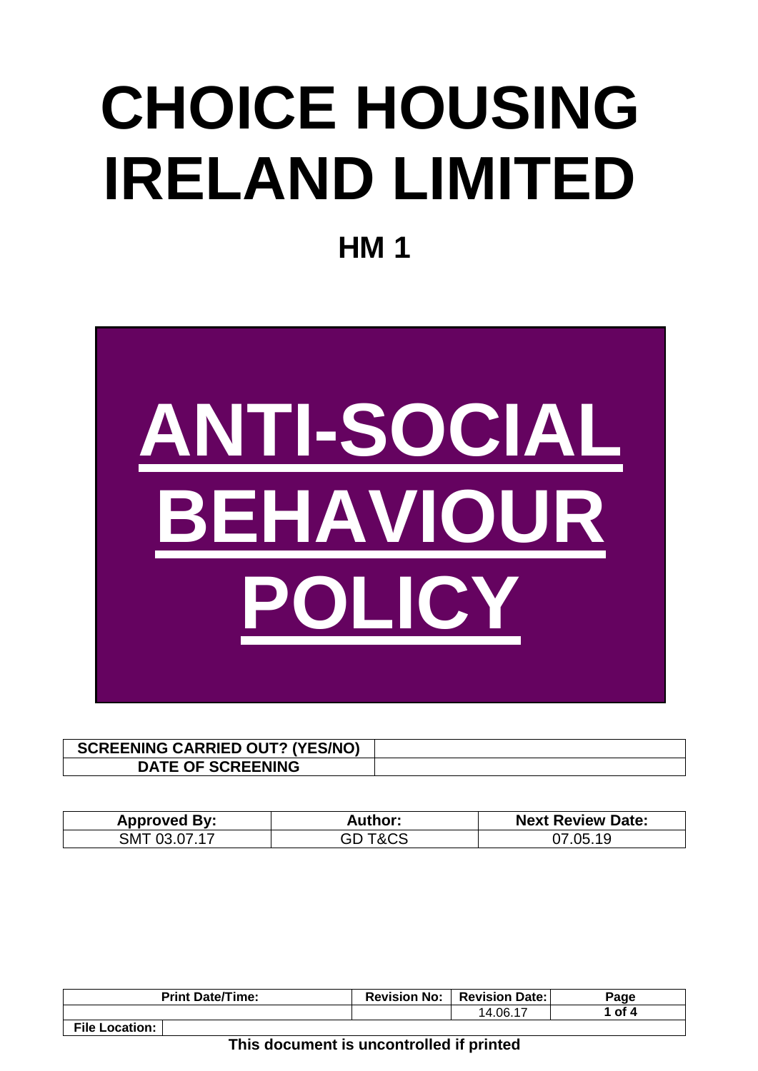# CHOICE HOUSING IRELAND LIMITED

## HM 1

# ANTI-SOCIAL BEHAVIOUR POLICY

| SCREENING CARRIED OUT? (YES/NO) | |
|---|---|
| DATE OF SCREENING | |

| Approved By: | Author: | Next Review Date: |
|---|---|---|
| SMT 03.07.17 | GD T&CS | 07.05.19 |

| Print Date/Time: | Revision No: | Revision Date: |
|---|---|---|
| | | 14.06.17 |
| File Location: | | |

This document is uncontrolled if printed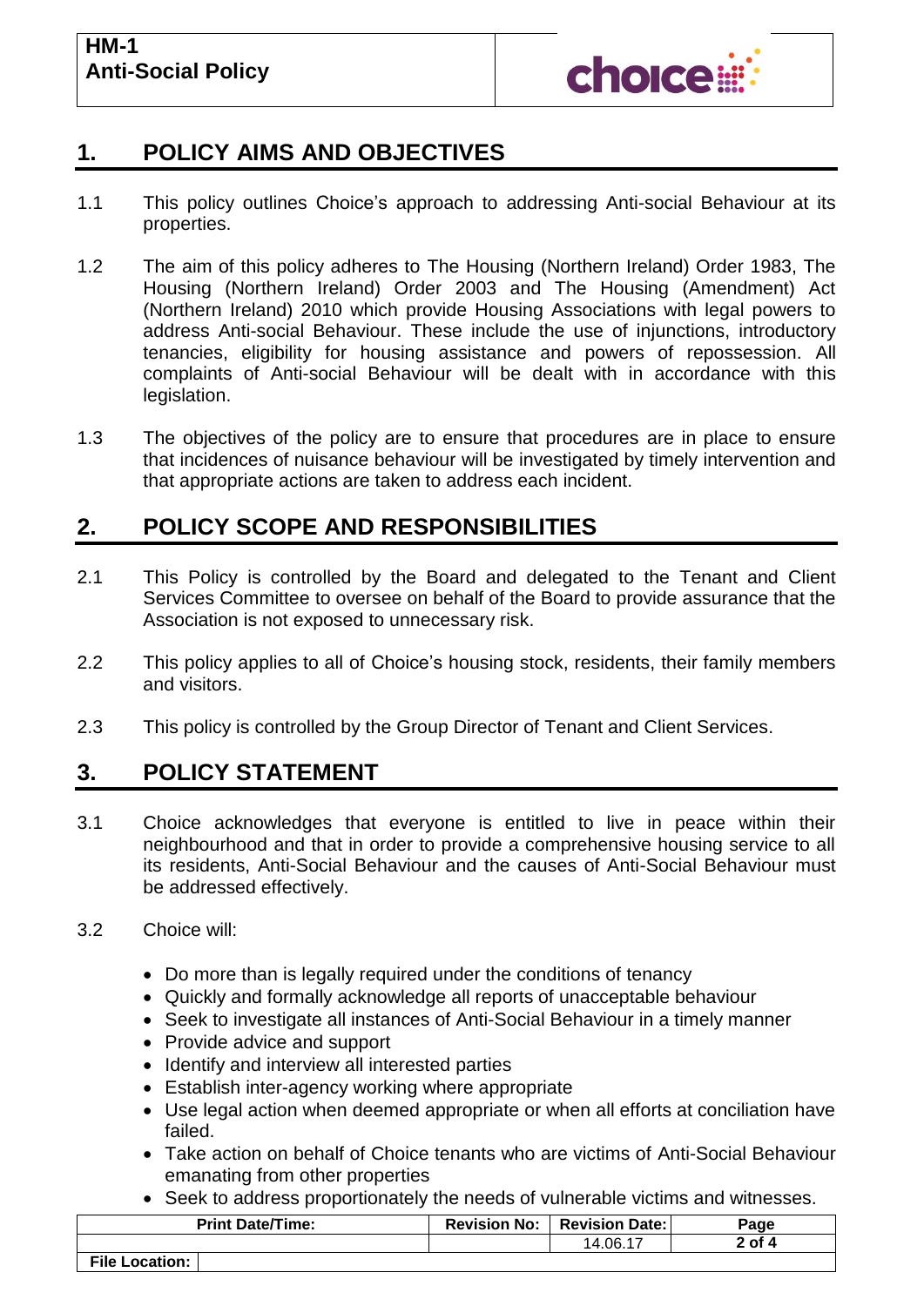## 1. POLICY AIMS AND OBJECTIVES

1.1 This policy outlines Choice's approach to addressing Anti-social Behaviour at its properties.

1.2 The aim of this policy adheres to The Housing (Northern Ireland) Order 1983, The Housing (Northern Ireland) Order 2003 and The Housing (Amendment) Act (Northern Ireland) 2010 which provide Housing Associations with legal powers to address Anti-social Behaviour. These include the use of injunctions, introductory tenancies, eligibility for housing assistance and powers of repossession. All complaints of Anti-social Behaviour will be dealt with in accordance with this legislation.

1.3 The objectives of the policy are to ensure that procedures are in place to ensure that incidences of nuisance behaviour will be investigated by timely intervention and that appropriate actions are taken to address each incident.

## 2. POLICY SCOPE AND RESPONSIBILITIES

2.1 This Policy is controlled by the Board and delegated to the Tenant and Client Services Committee to oversee on behalf of the Board to provide assurance that the Association is not exposed to unnecessary risk.

2.2 This policy applies to all of Choice's housing stock, residents, their family members and visitors.

2.3 This policy is controlled by the Group Director of Tenant and Client Services.

## 3. POLICY STATEMENT

3.1 Choice acknowledges that everyone is entitled to live in peace within their neighbourhood and that in order to provide a comprehensive housing service to all its residents, Anti-Social Behaviour and the causes of Anti-Social Behaviour must be addressed effectively.

3.2 Choice will:

- Do more than is legally required under the conditions of tenancy
- Quickly and formally acknowledge all reports of unacceptable behaviour
- Seek to investigate all instances of Anti-Social Behaviour in a timely manner
- Provide advice and support
- Identify and interview all interested parties
- Establish inter-agency working where appropriate
- Use legal action when deemed appropriate or when all efforts at conciliation have failed.
- Take action on behalf of Choice tenants who are victims of Anti-Social Behaviour emanating from other properties
- Seek to address proportionately the needs of vulnerable victims and witnesses.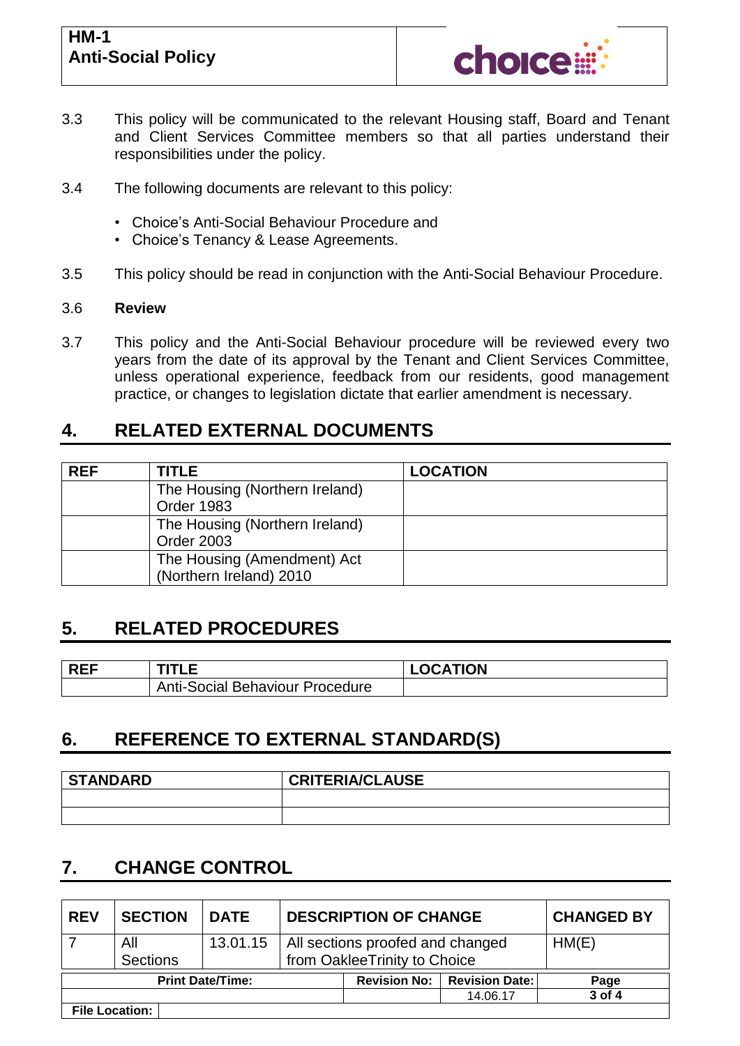3.3 This policy will be communicated to the relevant Housing staff, Board and Tenant and Client Services Committee members so that all parties understand their responsibilities under the policy.

3.4 The following documents are relevant to this policy:

- Choice's Anti-Social Behaviour Procedure and
- Choice's Tenancy & Lease Agreements.

3.5 This policy should be read in conjunction with the Anti-Social Behaviour Procedure.

3.6 **Review**

3.7 This policy and the Anti-Social Behaviour procedure will be reviewed every two years from the date of its approval by the Tenant and Client Services Committee, unless operational experience, feedback from our residents, good management practice, or changes to legislation dictate that earlier amendment is necessary.

## 4. RELATED EXTERNAL DOCUMENTS

| REF | TITLE | LOCATION |
|---|---|---|
| | The Housing (Northern Ireland) Order 1983 | |
| | The Housing (Northern Ireland) Order 2003 | |
| | The Housing (Amendment) Act (Northern Ireland) 2010 | |

## 5. RELATED PROCEDURES

| REF | TITLE | LOCATION |
|---|---|---|
| | Anti-Social Behaviour Procedure | |

## 6. REFERENCE TO EXTERNAL STANDARD(S)

| STANDARD | CRITERIA/CLAUSE |
|---|---|
| | |
| | |

## 7. CHANGE CONTROL

| REV | SECTION | DATE | DESCRIPTION OF CHANGE | CHANGED BY |
|---|---|---|---|---|
| 7 | All Sections | 13.01.15 | All sections proofed and changed from OakleeTrinity to Choice | HM(E) |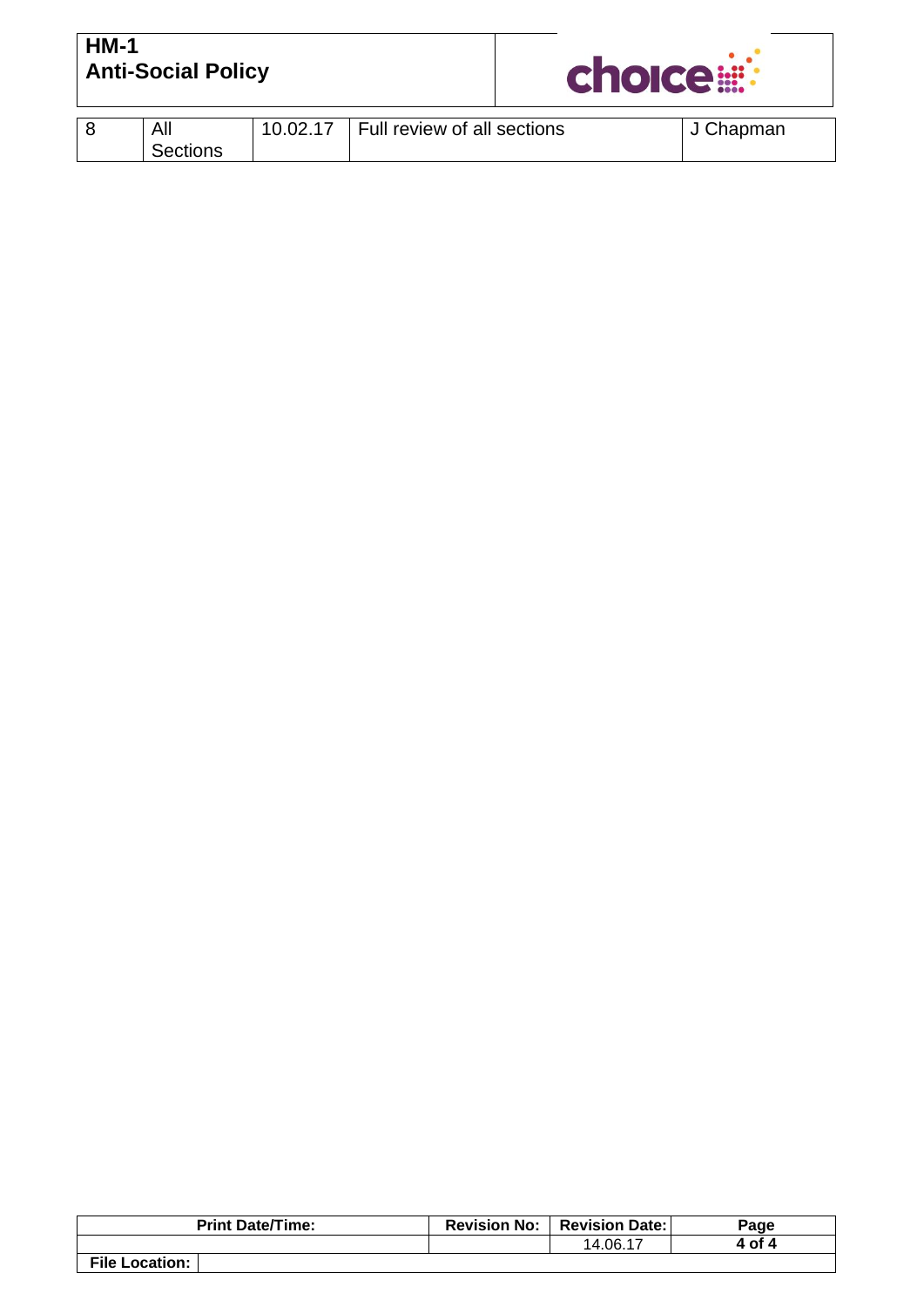| | | | | |
|---|---|---|---|---|
| 8 | All Sections | 10.02.17 | Full review of all sections | J Chapman |